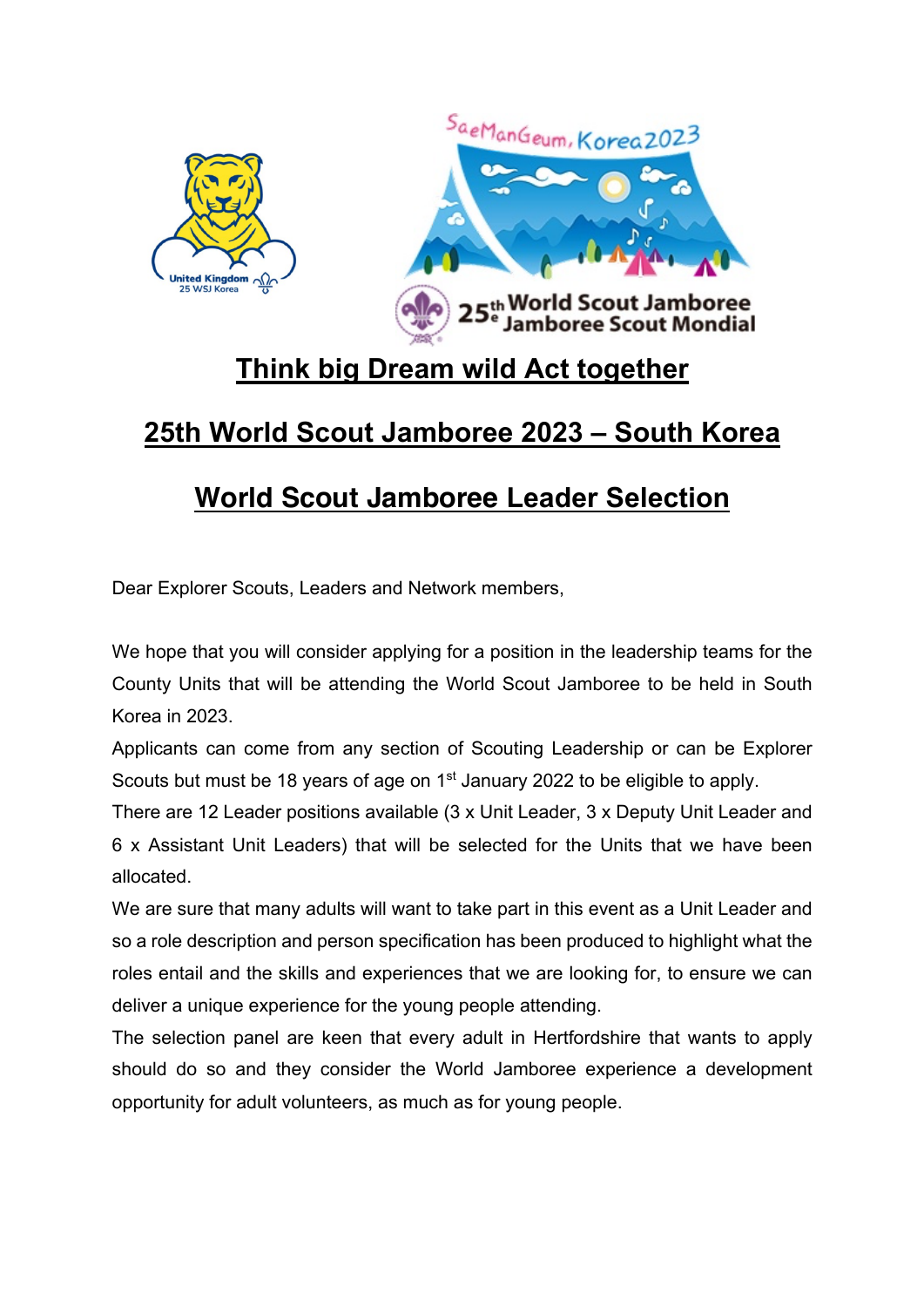# Think big Dream wild Act together

## 25th World Scout Jamboree 2023 – South Korea

## World Scout Jamboree Leader Selection

Dear Explorer Scouts, Leaders and Network members,

We hope that you will consider applying for a position in the leadership teams for the County Units that will be attending the World Scout Jamboree to be held in South Korea in 2023.

Applicants can come from any section of Scouting Leadership or can be Explorer Scouts but must be 18 years of age on 1st January 2022 to be eligible to apply.

There are 12 Leader positions available (3 x Unit Leader, 3 x Deputy Unit Leader and 6 x Assistant Unit Leaders) that will be selected for the Units that we have been allocated.

We are sure that many adults will want to take part in this event as a Unit Leader and so a role description and person specification has been produced to highlight what the roles entail and the skills and experiences that we are looking for, to ensure we can deliver a unique experience for the young people attending.

The selection panel are keen that every adult in Hertfordshire that wants to apply should do so and they consider the World Jamboree experience a development opportunity for adult volunteers, as much as for young people.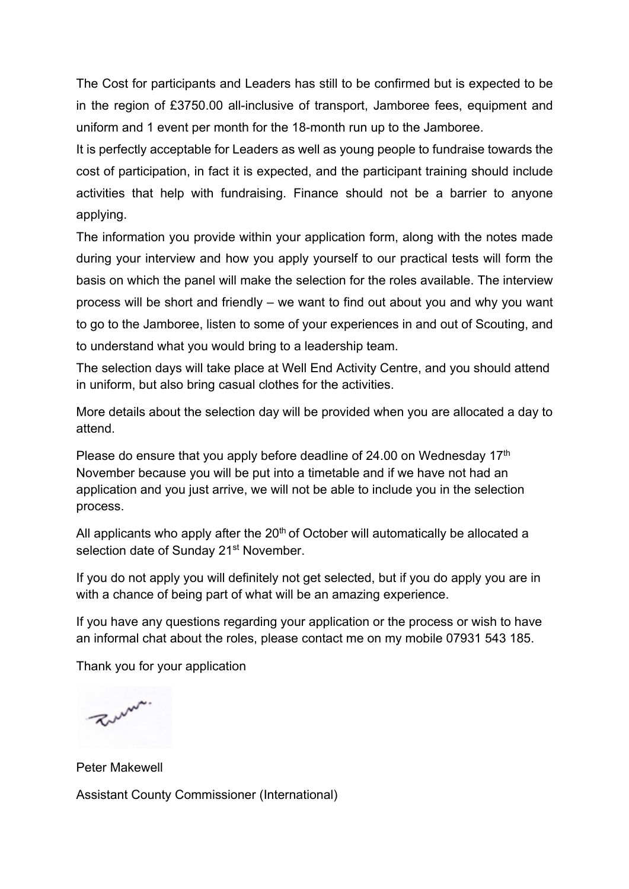The Cost for participants and Leaders has still to be confirmed but is expected to be in the region of £3750.00 all-inclusive of transport, Jamboree fees, equipment and uniform and 1 event per month for the 18-month run up to the Jamboree.

It is perfectly acceptable for Leaders as well as young people to fundraise towards the cost of participation, in fact it is expected, and the participant training should include activities that help with fundraising. Finance should not be a barrier to anyone applying.

The information you provide within your application form, along with the notes made during your interview and how you apply yourself to our practical tests will form the basis on which the panel will make the selection for the roles available. The interview process will be short and friendly – we want to find out about you and why you want to go to the Jamboree, listen to some of your experiences in and out of Scouting, and to understand what you would bring to a leadership team.

The selection days will take place at Well End Activity Centre, and you should attend in uniform, but also bring casual clothes for the activities.

More details about the selection day will be provided when you are allocated a day to attend.

Please do ensure that you apply before deadline of 24.00 on Wednesday 17th November because you will be put into a timetable and if we have not had an application and you just arrive, we will not be able to include you in the selection process.

All applicants who apply after the 20th of October will automatically be allocated a selection date of Sunday 21st November.

If you do not apply you will definitely not get selected, but if you do apply you are in with a chance of being part of what will be an amazing experience.

If you have any questions regarding your application or the process or wish to have an informal chat about the roles, please contact me on my mobile 07931 543 185.

Thank you for your application

Peter Makewell

Assistant County Commissioner (International)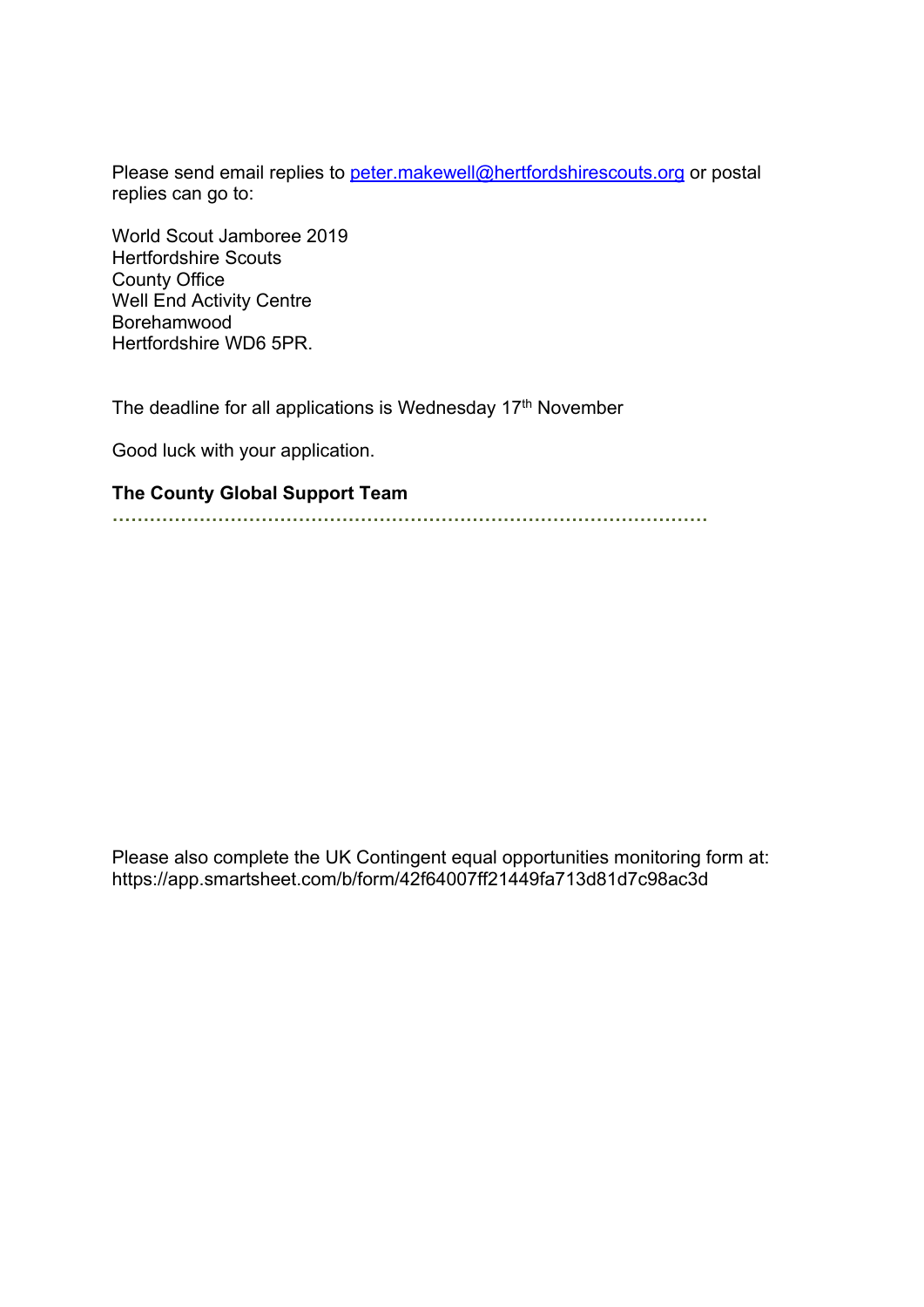Please send email replies to peter.makewell@hertfordshirescouts.org or postal replies can go to:

World Scout Jamboree 2019
Hertfordshire Scouts
County Office
Well End Activity Centre
Borehamwood
Hertfordshire WD6 5PR.

The deadline for all applications is Wednesday 17th November

Good luck with your application.

**The County Global Support Team**

………………………………………………………………………………………

Please also complete the UK Contingent equal opportunities monitoring form at: https://app.smartsheet.com/b/form/42f64007ff21449fa713d81d7c98ac3d